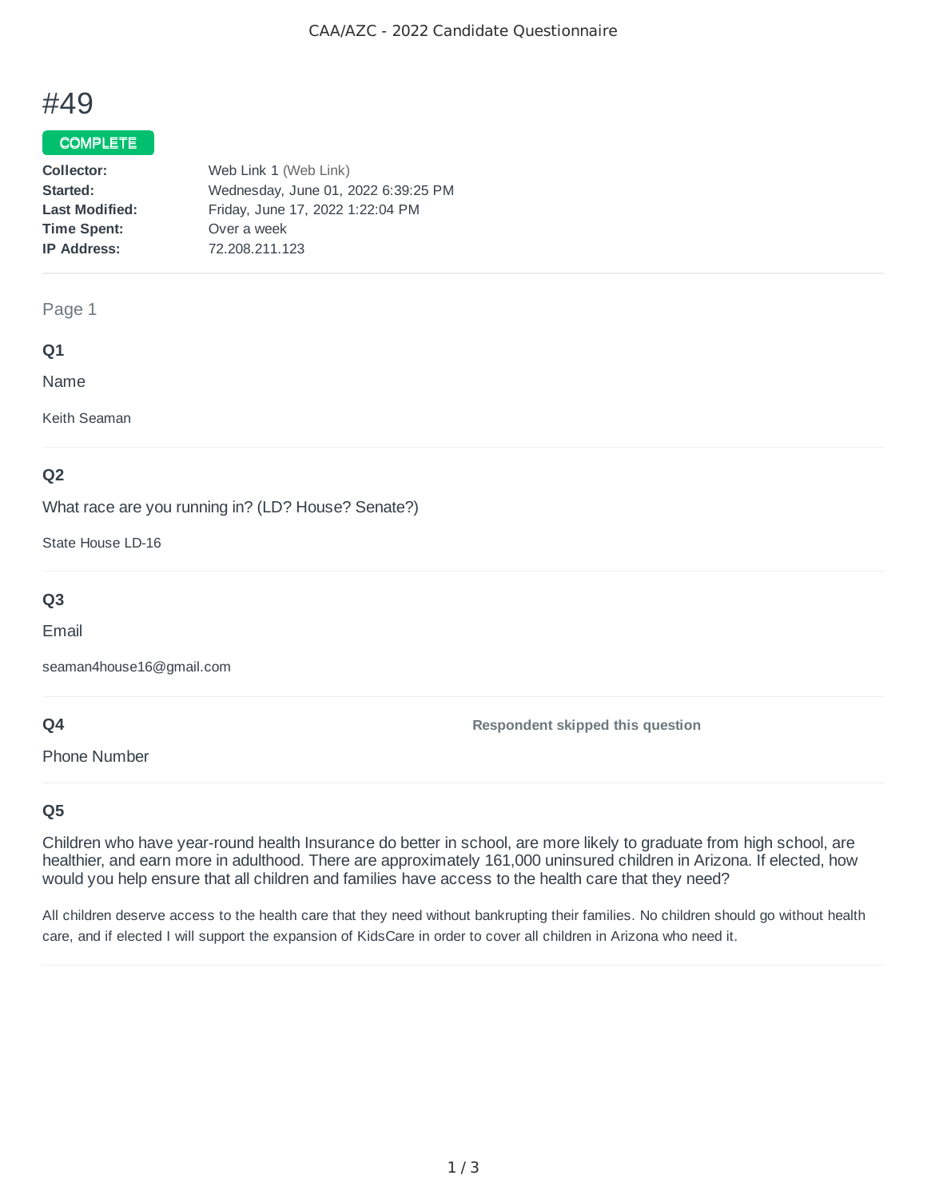# #49

**COMPLETE**

**Collector:** Web Link 1 (Web Link)
**Started:** Wednesday, June 01, 2022 6:39:25 PM
**Last Modified:** Friday, June 17, 2022 1:22:04 PM
**Time Spent:** Over a week
**IP Address:** 72.208.211.123

---

Page 1

### Q1

Name

Keith Seaman

---

### Q2

What race are you running in? (LD? House? Senate?)

State House LD-16

---

### Q3

Email

seaman4house16@gmail.com

---

### Q4

Phone Number

**Respondent skipped this question**

---

### Q5

Children who have year-round health Insurance do better in school, are more likely to graduate from high school, are healthier, and earn more in adulthood. There are approximately 161,000 uninsured children in Arizona. If elected, how would you help ensure that all children and families have access to the health care that they need?

All children deserve access to the health care that they need without bankrupting their families. No children should go without health care, and if elected I will support the expansion of KidsCare in order to cover all children in Arizona who need it.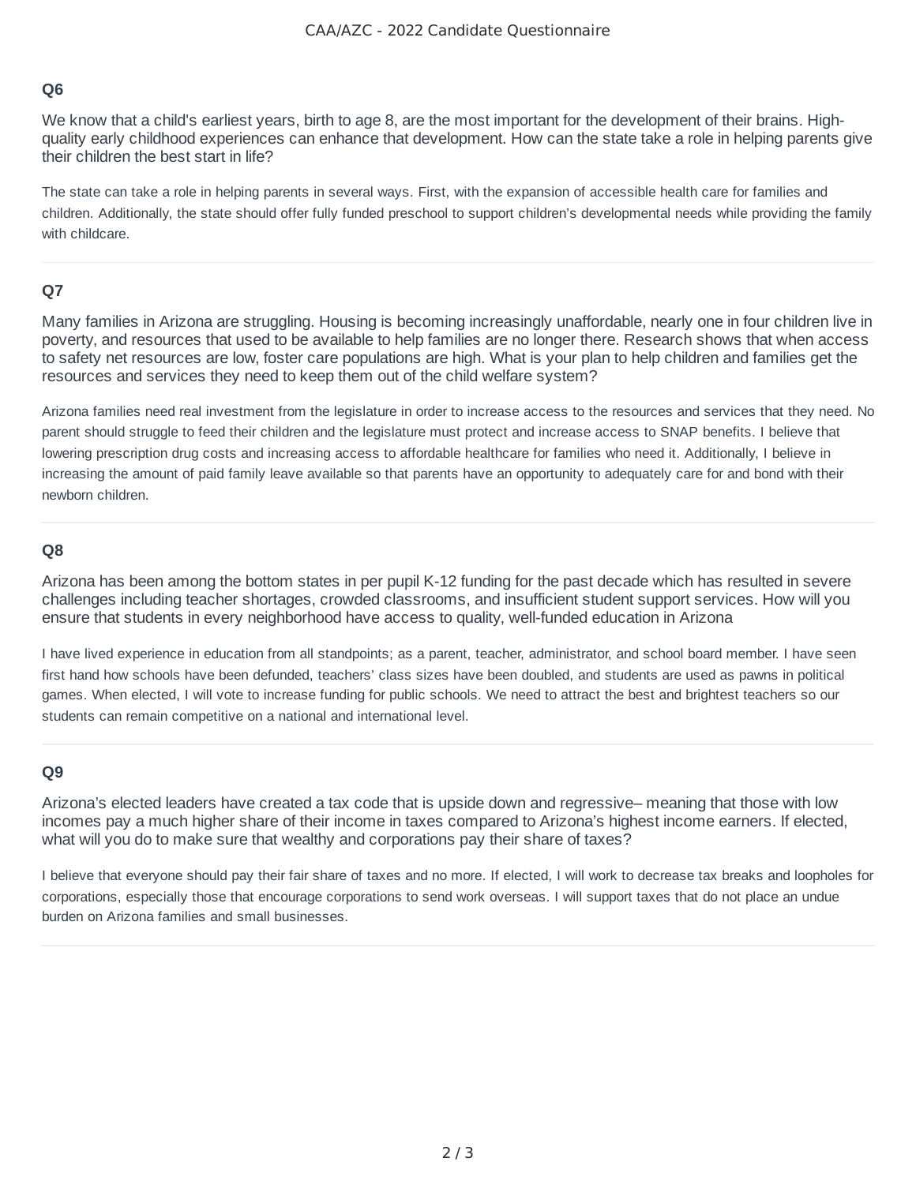### Q6

We know that a child's earliest years, birth to age 8, are the most important for the development of their brains. High-quality early childhood experiences can enhance that development. How can the state take a role in helping parents give their children the best start in life?

The state can take a role in helping parents in several ways. First, with the expansion of accessible health care for families and children. Additionally, the state should offer fully funded preschool to support children's developmental needs while providing the family with childcare.

---

### Q7

Many families in Arizona are struggling. Housing is becoming increasingly unaffordable, nearly one in four children live in poverty, and resources that used to be available to help families are no longer there. Research shows that when access to safety net resources are low, foster care populations are high. What is your plan to help children and families get the resources and services they need to keep them out of the child welfare system?

Arizona families need real investment from the legislature in order to increase access to the resources and services that they need. No parent should struggle to feed their children and the legislature must protect and increase access to SNAP benefits. I believe that lowering prescription drug costs and increasing access to affordable healthcare for families who need it. Additionally, I believe in increasing the amount of paid family leave available so that parents have an opportunity to adequately care for and bond with their newborn children.

---

### Q8

Arizona has been among the bottom states in per pupil K-12 funding for the past decade which has resulted in severe challenges including teacher shortages, crowded classrooms, and insufficient student support services. How will you ensure that students in every neighborhood have access to quality, well-funded education in Arizona

I have lived experience in education from all standpoints; as a parent, teacher, administrator, and school board member. I have seen first hand how schools have been defunded, teachers' class sizes have been doubled, and students are used as pawns in political games. When elected, I will vote to increase funding for public schools. We need to attract the best and brightest teachers so our students can remain competitive on a national and international level.

---

### Q9

Arizona's elected leaders have created a tax code that is upside down and regressive– meaning that those with low incomes pay a much higher share of their income in taxes compared to Arizona's highest income earners. If elected, what will you do to make sure that wealthy and corporations pay their share of taxes?

I believe that everyone should pay their fair share of taxes and no more. If elected, I will work to decrease tax breaks and loopholes for corporations, especially those that encourage corporations to send work overseas. I will support taxes that do not place an undue burden on Arizona families and small businesses.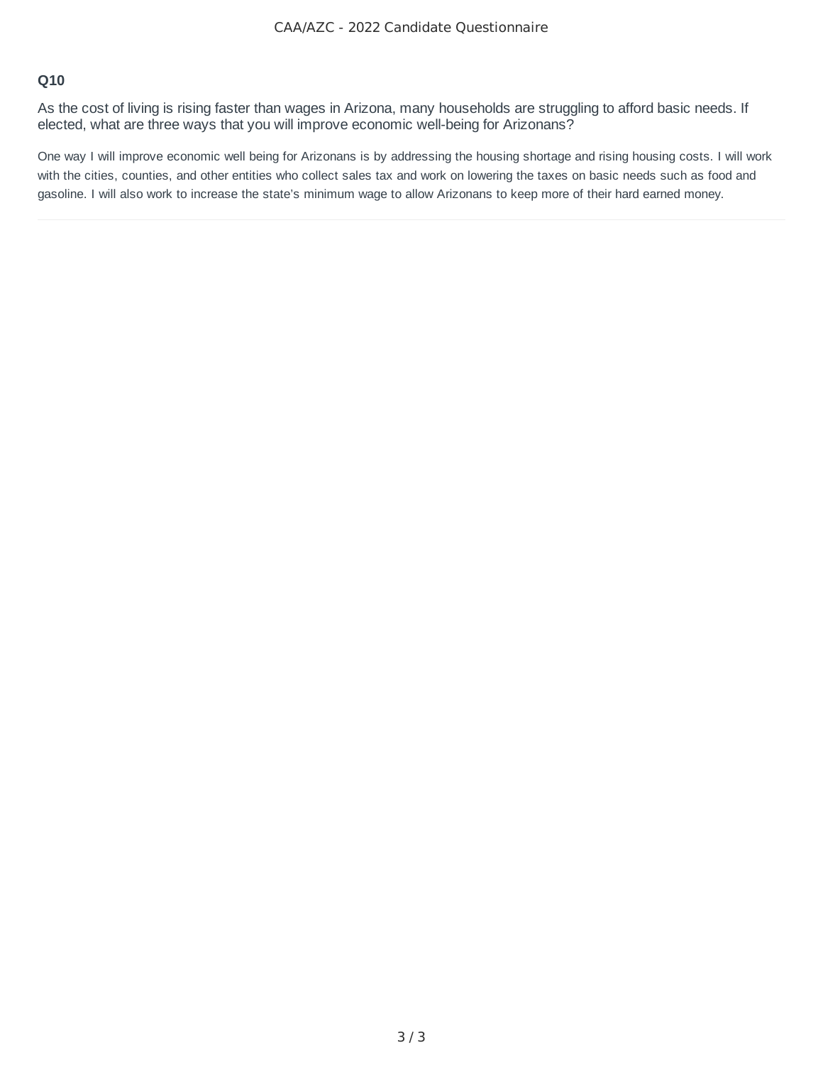## Q10

As the cost of living is rising faster than wages in Arizona, many households are struggling to afford basic needs. If elected, what are three ways that you will improve economic well-being for Arizonans?

One way I will improve economic well being for Arizonans is by addressing the housing shortage and rising housing costs. I will work with the cities, counties, and other entities who collect sales tax and work on lowering the taxes on basic needs such as food and gasoline. I will also work to increase the state's minimum wage to allow Arizonans to keep more of their hard earned money.